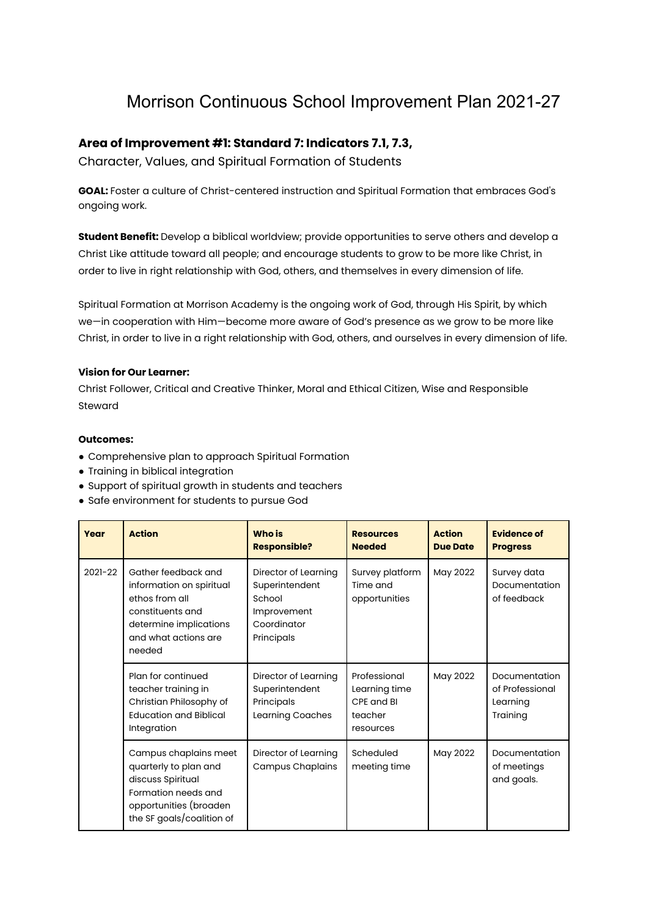# Morrison Continuous School Improvement Plan 2021-27

### Area of Improvement #1: Standard 7: Indicators 7.1, 7.3,

Character, Values, and Spiritual Formation of Students

**GOAL:** Foster a culture of Christ-centered instruction and Spiritual Formation that embraces God's ongoing work.

**Student Benefit:** Develop a biblical worldview; provide opportunities to serve others and develop a Christ Like attitude toward all people; and encourage students to grow to be more like Christ, in order to live in right relationship with God, others, and themselves in every dimension of life.

Spiritual Formation at Morrison Academy is the ongoing work of God, through His Spirit, by which we—in cooperation with Him—become more aware of God's presence as we grow to be more like Christ, in order to live in a right relationship with God, others, and ourselves in every dimension of life.

**Vision for Our Learner:**
Christ Follower, Critical and Creative Thinker, Moral and Ethical Citizen, Wise and Responsible Steward

**Outcomes:**

- Comprehensive plan to approach Spiritual Formation
- Training in biblical integration
- Support of spiritual growth in students and teachers
- Safe environment for students to pursue God

| Year | Action | Who is Responsible? | Resources Needed | Action Due Date | Evidence of Progress |
|---|---|---|---|---|---|
| 2021-22 | Gather feedback and information on spiritual ethos from all constituents and determine implications and what actions are needed | Director of Learning<br>Superintendent<br>School Improvement Coordinator<br>Principals | Survey platform<br>Time and opportunities | May 2022 | Survey data<br>Documentation of feedback |
| | Plan for continued teacher training in Christian Philosophy of Education and Biblical Integration | Director of Learning<br>Superintendent<br>Principals<br>Learning Coaches | Professional Learning time<br>CPE and BI teacher resources | May 2022 | Documentation of Professional Learning Training |
| | Campus chaplains meet quarterly to plan and discuss Spiritual Formation needs and opportunities (broaden the SF goals/coalition of | Director of Learning<br>Campus Chaplains | Scheduled meeting time | May 2022 | Documentation of meetings and goals. |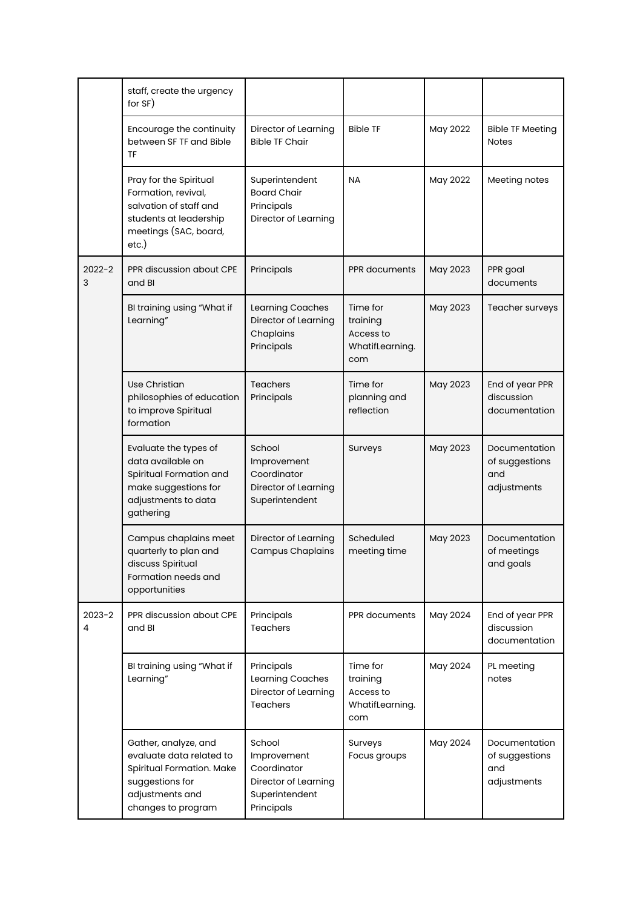| | | | | | |
|---|---|---|---|---|---|
| | staff, create the urgency for SF) | | | | |
| | Encourage the continuity between SF TF and Bible TF | Director of Learning<br>Bible TF Chair | Bible TF | May 2022 | Bible TF Meeting Notes |
| | Pray for the Spiritual Formation, revival, salvation of staff and students at leadership meetings (SAC, board, etc.) | Superintendent<br>Board Chair<br>Principals<br>Director of Learning | NA | May 2022 | Meeting notes |
| 2022-23 | PPR discussion about CPE and BI | Principals | PPR documents | May 2023 | PPR goal documents |
| | BI training using "What if Learning" | Learning Coaches<br>Director of Learning<br>Chaplains<br>Principals | Time for training<br>Access to WhatifLearning.com | May 2023 | Teacher surveys |
| | Use Christian philosophies of education to improve Spiritual formation | Teachers<br>Principals | Time for planning and reflection | May 2023 | End of year PPR discussion documentation |
| | Evaluate the types of data available on Spiritual Formation and make suggestions for adjustments to data gathering | School Improvement Coordinator<br>Director of Learning<br>Superintendent | Surveys | May 2023 | Documentation of suggestions and adjustments |
| | Campus chaplains meet quarterly to plan and discuss Spiritual Formation needs and opportunities | Director of Learning<br>Campus Chaplains | Scheduled meeting time | May 2023 | Documentation of meetings and goals |
| 2023-24 | PPR discussion about CPE and BI | Principals<br>Teachers | PPR documents | May 2024 | End of year PPR discussion documentation |
| | BI training using "What if Learning" | Principals<br>Learning Coaches<br>Director of Learning<br>Teachers | Time for training<br>Access to WhatifLearning.com | May 2024 | PL meeting notes |
| | Gather, analyze, and evaluate data related to Spiritual Formation. Make suggestions for adjustments and changes to program | School Improvement Coordinator<br>Director of Learning<br>Superintendent<br>Principals | Surveys<br>Focus groups | May 2024 | Documentation of suggestions and adjustments |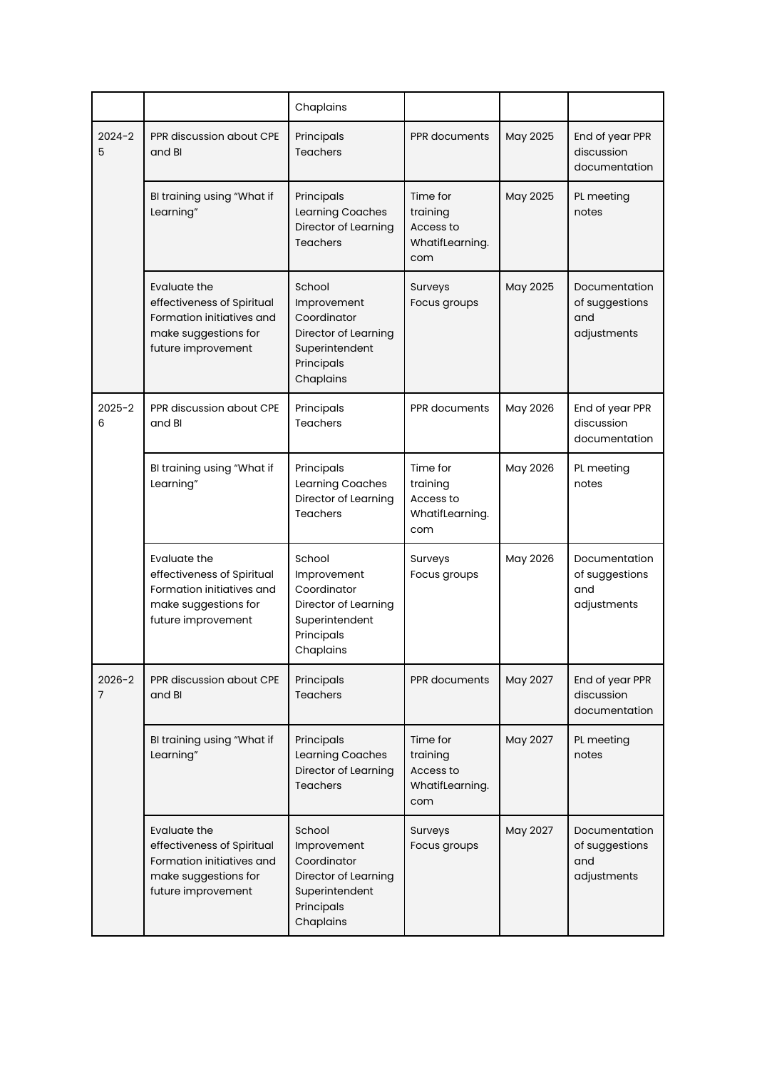| | | Chaplains | | | |
|---|---|---|---|---|---|
| 2024-25 | PPR discussion about CPE and BI | Principals<br>Teachers | PPR documents | May 2025 | End of year PPR discussion documentation |
| | BI training using "What if Learning" | Principals<br>Learning Coaches<br>Director of Learning<br>Teachers | Time for training<br>Access to WhatifLearning.com | May 2025 | PL meeting notes |
| | Evaluate the effectiveness of Spiritual Formation initiatives and make suggestions for future improvement | School Improvement Coordinator<br>Director of Learning<br>Superintendent<br>Principals<br>Chaplains | Surveys<br>Focus groups | May 2025 | Documentation of suggestions and adjustments |
| 2025-26 | PPR discussion about CPE and BI | Principals<br>Teachers | PPR documents | May 2026 | End of year PPR discussion documentation |
| | BI training using "What if Learning" | Principals<br>Learning Coaches<br>Director of Learning<br>Teachers | Time for training<br>Access to WhatifLearning.com | May 2026 | PL meeting notes |
| | Evaluate the effectiveness of Spiritual Formation initiatives and make suggestions for future improvement | School Improvement Coordinator<br>Director of Learning<br>Superintendent<br>Principals<br>Chaplains | Surveys<br>Focus groups | May 2026 | Documentation of suggestions and adjustments |
| 2026-27 | PPR discussion about CPE and BI | Principals<br>Teachers | PPR documents | May 2027 | End of year PPR discussion documentation |
| | BI training using "What if Learning" | Principals<br>Learning Coaches<br>Director of Learning<br>Teachers | Time for training<br>Access to WhatifLearning.com | May 2027 | PL meeting notes |
| | Evaluate the effectiveness of Spiritual Formation initiatives and make suggestions for future improvement | School Improvement Coordinator<br>Director of Learning<br>Superintendent<br>Principals<br>Chaplains | Surveys<br>Focus groups | May 2027 | Documentation of suggestions and adjustments |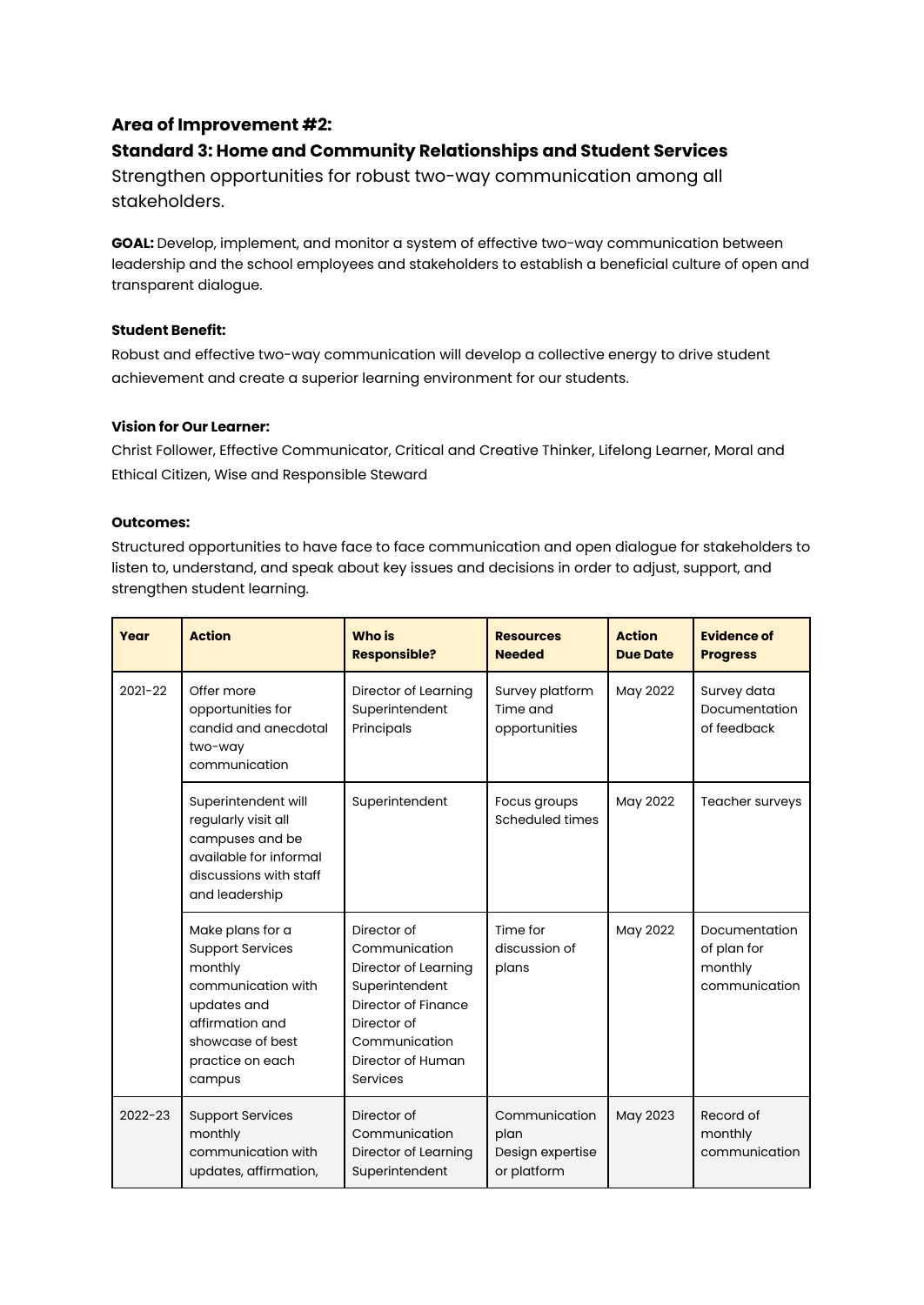### Area of Improvement #2:

### Standard 3: Home and Community Relationships and Student Services

Strengthen opportunities for robust two-way communication among all stakeholders.

**GOAL:** Develop, implement, and monitor a system of effective two-way communication between leadership and the school employees and stakeholders to establish a beneficial culture of open and transparent dialogue.

**Student Benefit:**

Robust and effective two-way communication will develop a collective energy to drive student achievement and create a superior learning environment for our students.

**Vision for Our Learner:**

Christ Follower, Effective Communicator, Critical and Creative Thinker, Lifelong Learner, Moral and Ethical Citizen, Wise and Responsible Steward

**Outcomes:**

Structured opportunities to have face to face communication and open dialogue for stakeholders to listen to, understand, and speak about key issues and decisions in order to adjust, support, and strengthen student learning.

| Year | Action | Who is Responsible? | Resources Needed | Action Due Date | Evidence of Progress |
|---|---|---|---|---|---|
| 2021-22 | Offer more opportunities for candid and anecdotal two-way communication | Director of Learning<br>Superintendent<br>Principals | Survey platform<br>Time and opportunities | May 2022 | Survey data<br>Documentation of feedback |
| | Superintendent will regularly visit all campuses and be available for informal discussions with staff and leadership | Superintendent | Focus groups<br>Scheduled times | May 2022 | Teacher surveys |
| | Make plans for a Support Services monthly communication with updates and affirmation and showcase of best practice on each campus | Director of Communication<br>Director of Learning<br>Superintendent<br>Director of Finance<br>Director of Communication<br>Director of Human Services | Time for discussion of plans | May 2022 | Documentation of plan for monthly communication |
| 2022-23 | Support Services monthly communication with updates, affirmation, | Director of Communication<br>Director of Learning<br>Superintendent | Communication plan<br>Design expertise or platform | May 2023 | Record of monthly communication |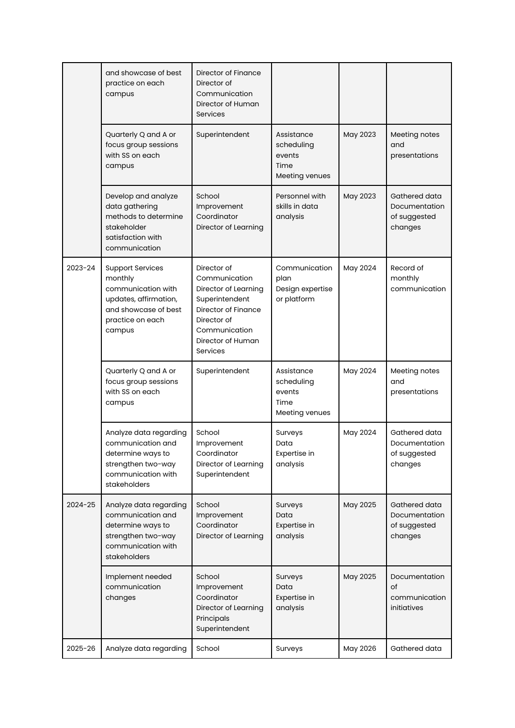| | | | | | |
|---|---|---|---|---|---|
| | and showcase of best practice on each campus | Director of Finance<br>Director of Communication<br>Director of Human Services | | | |
| | Quarterly Q and A or focus group sessions with SS on each campus | Superintendent | Assistance scheduling events<br>Time<br>Meeting venues | May 2023 | Meeting notes and presentations |
| | Develop and analyze data gathering methods to determine stakeholder satisfaction with communication | School Improvement Coordinator<br>Director of Learning | Personnel with skills in data analysis | May 2023 | Gathered data<br>Documentation of suggested changes |
| 2023-24 | Support Services monthly communication with updates, affirmation, and showcase of best practice on each campus | Director of Communication<br>Director of Learning<br>Superintendent<br>Director of Finance<br>Director of Communication<br>Director of Human Services | Communication plan<br>Design expertise or platform | May 2024 | Record of monthly communication |
| | Quarterly Q and A or focus group sessions with SS on each campus | Superintendent | Assistance scheduling events<br>Time<br>Meeting venues | May 2024 | Meeting notes and presentations |
| | Analyze data regarding communication and determine ways to strengthen two-way communication with stakeholders | School Improvement Coordinator<br>Director of Learning<br>Superintendent | Surveys<br>Data<br>Expertise in analysis | May 2024 | Gathered data<br>Documentation of suggested changes |
| 2024-25 | Analyze data regarding communication and determine ways to strengthen two-way communication with stakeholders | School Improvement Coordinator<br>Director of Learning | Surveys<br>Data<br>Expertise in analysis | May 2025 | Gathered data<br>Documentation of suggested changes |
| | Implement needed communication changes | School Improvement Coordinator<br>Director of Learning<br>Principals<br>Superintendent | Surveys<br>Data<br>Expertise in analysis | May 2025 | Documentation of communication initiatives |
| 2025-26 | Analyze data regarding | School | Surveys | May 2026 | Gathered data |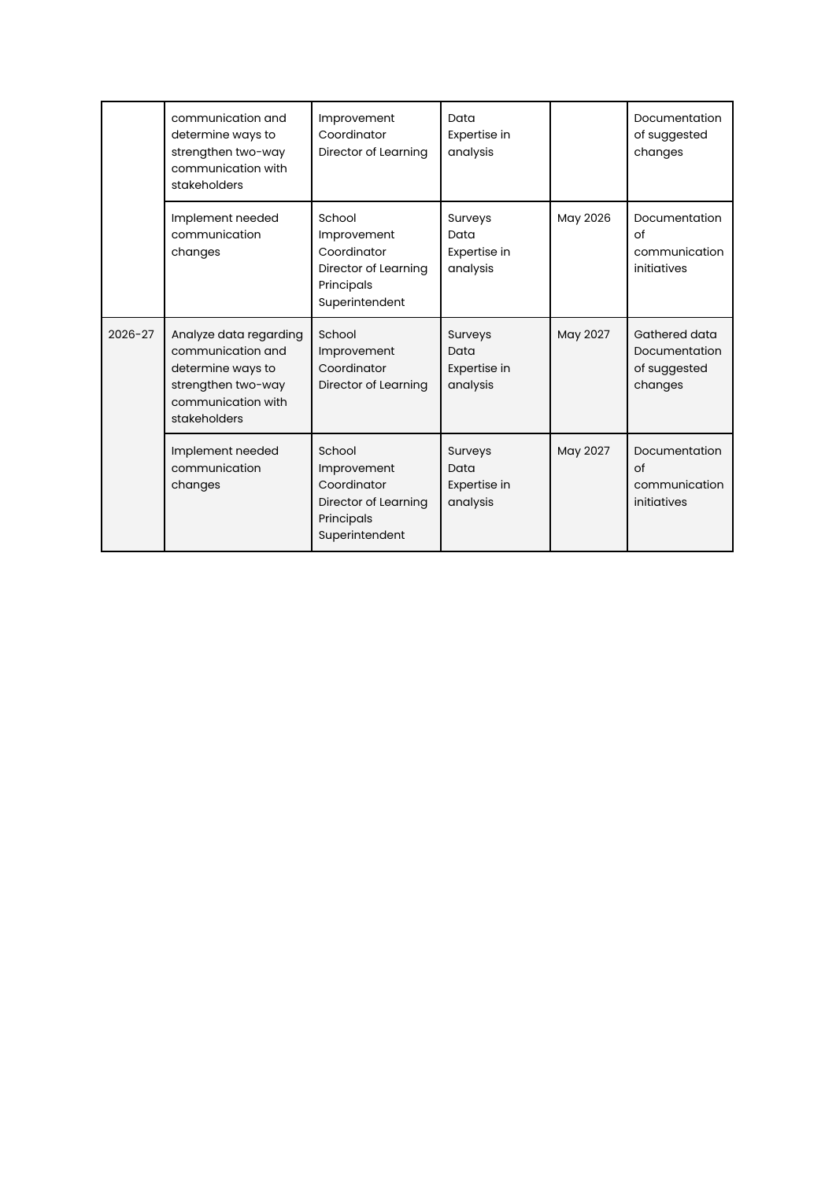| | | | | | |
|---|---|---|---|---|---|
| | communication and determine ways to strengthen two-way communication with stakeholders | Improvement Coordinator Director of Learning | Data Expertise in analysis | | Documentation of suggested changes |
| | Implement needed communication changes | School Improvement Coordinator Director of Learning Principals Superintendent | Surveys Data Expertise in analysis | May 2026 | Documentation of communication initiatives |
| 2026-27 | Analyze data regarding communication and determine ways to strengthen two-way communication with stakeholders | School Improvement Coordinator Director of Learning | Surveys Data Expertise in analysis | May 2027 | Gathered data Documentation of suggested changes |
| | Implement needed communication changes | School Improvement Coordinator Director of Learning Principals Superintendent | Surveys Data Expertise in analysis | May 2027 | Documentation of communication initiatives |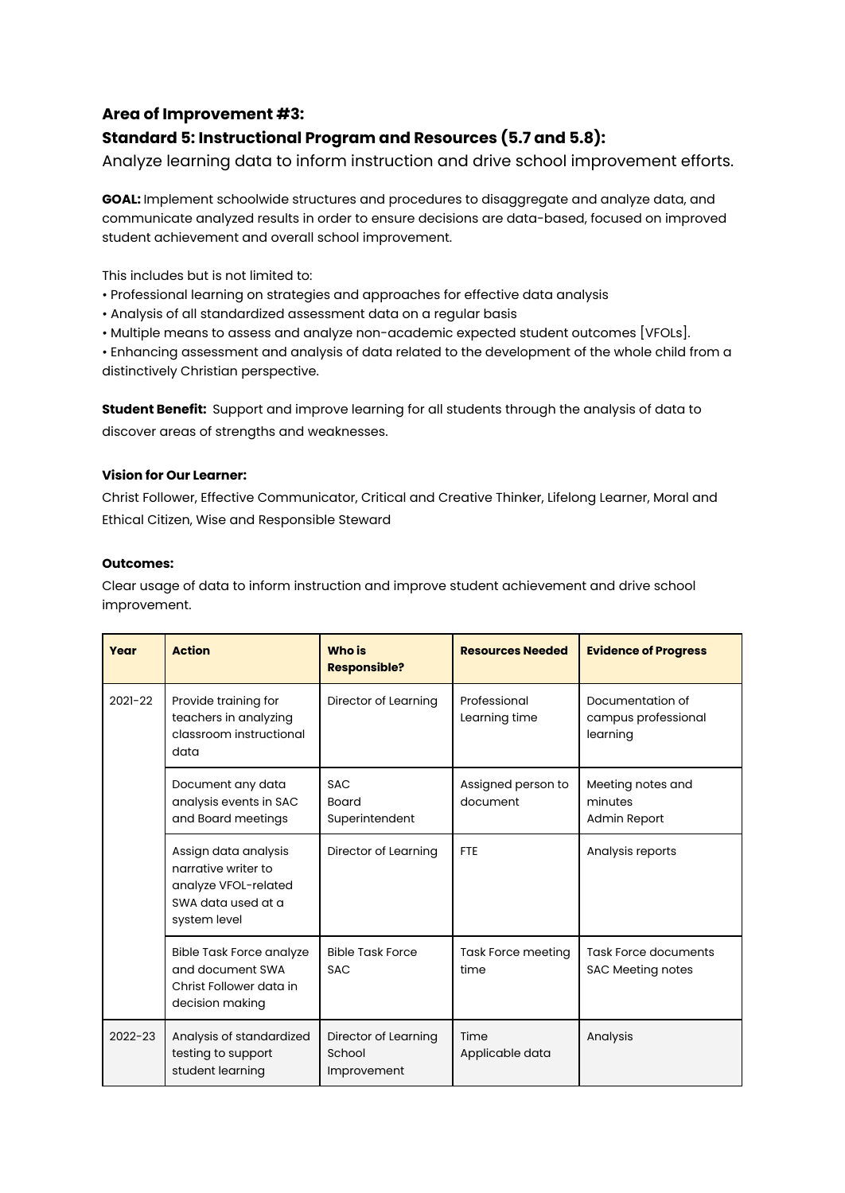### Area of Improvement #3:
### Standard 5: Instructional Program and Resources (5.7 and 5.8):

Analyze learning data to inform instruction and drive school improvement efforts.

**GOAL:** Implement schoolwide structures and procedures to disaggregate and analyze data, and communicate analyzed results in order to ensure decisions are data-based, focused on improved student achievement and overall school improvement.

This includes but is not limited to:

• Professional learning on strategies and approaches for effective data analysis
• Analysis of all standardized assessment data on a regular basis
• Multiple means to assess and analyze non-academic expected student outcomes [VFOLs].
• Enhancing assessment and analysis of data related to the development of the whole child from a distinctively Christian perspective.

**Student Benefit:** Support and improve learning for all students through the analysis of data to discover areas of strengths and weaknesses.

**Vision for Our Learner:**

Christ Follower, Effective Communicator, Critical and Creative Thinker, Lifelong Learner, Moral and Ethical Citizen, Wise and Responsible Steward

**Outcomes:**

Clear usage of data to inform instruction and improve student achievement and drive school improvement.

| Year | Action | Who is Responsible? | Resources Needed | Evidence of Progress |
|---|---|---|---|---|
| 2021-22 | Provide training for teachers in analyzing classroom instructional data | Director of Learning | Professional Learning time | Documentation of campus professional learning |
| | Document any data analysis events in SAC and Board meetings | SAC<br>Board<br>Superintendent | Assigned person to document | Meeting notes and minutes<br>Admin Report |
| | Assign data analysis narrative writer to analyze VFOL-related SWA data used at a system level | Director of Learning | FTE | Analysis reports |
| | Bible Task Force analyze and document SWA Christ Follower data in decision making | Bible Task Force<br>SAC | Task Force meeting time | Task Force documents<br>SAC Meeting notes |
| 2022-23 | Analysis of standardized testing to support student learning | Director of Learning<br>School Improvement | Time<br>Applicable data | Analysis |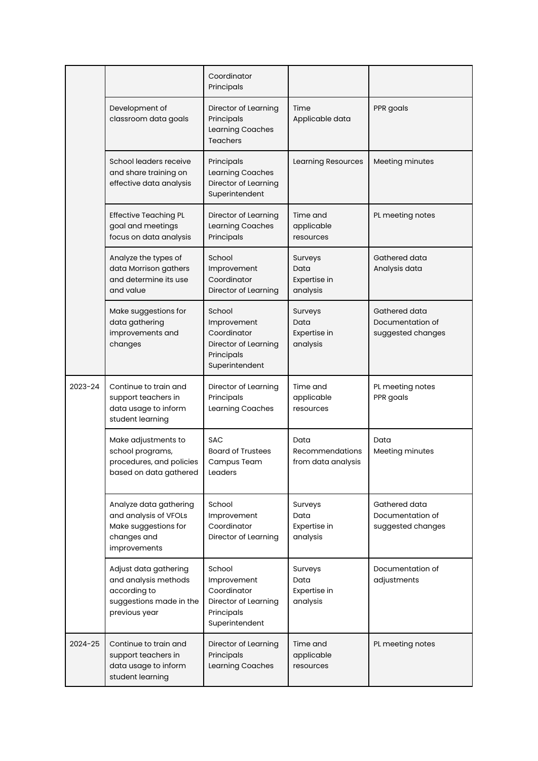| | | | | |
|---|---|---|---|---|
| | | Coordinator<br>Principals | | |
| | Development of classroom data goals | Director of Learning<br>Principals<br>Learning Coaches<br>Teachers | Time<br>Applicable data | PPR goals |
| | School leaders receive and share training on effective data analysis | Principals<br>Learning Coaches<br>Director of Learning<br>Superintendent | Learning Resources | Meeting minutes |
| | Effective Teaching PL goal and meetings focus on data analysis | Director of Learning<br>Learning Coaches<br>Principals | Time and applicable resources | PL meeting notes |
| | Analyze the types of data Morrison gathers and determine its use and value | School Improvement Coordinator<br>Director of Learning | Surveys<br>Data<br>Expertise in analysis | Gathered data<br>Analysis data |
| | Make suggestions for data gathering improvements and changes | School Improvement Coordinator<br>Director of Learning<br>Principals<br>Superintendent | Surveys<br>Data<br>Expertise in analysis | Gathered data<br>Documentation of suggested changes |
| 2023-24 | Continue to train and support teachers in data usage to inform student learning | Director of Learning<br>Principals<br>Learning Coaches | Time and applicable resources | PL meeting notes<br>PPR goals |
| | Make adjustments to school programs, procedures, and policies based on data gathered | SAC<br>Board of Trustees<br>Campus Team Leaders | Data<br>Recommendations from data analysis | Data<br>Meeting minutes |
| | Analyze data gathering and analysis of VFOLs<br>Make suggestions for changes and improvements | School Improvement Coordinator<br>Director of Learning | Surveys<br>Data<br>Expertise in analysis | Gathered data<br>Documentation of suggested changes |
| | Adjust data gathering and analysis methods according to suggestions made in the previous year | School Improvement Coordinator<br>Director of Learning<br>Principals<br>Superintendent | Surveys<br>Data<br>Expertise in analysis | Documentation of adjustments |
| 2024-25 | Continue to train and support teachers in data usage to inform student learning | Director of Learning<br>Principals<br>Learning Coaches | Time and applicable resources | PL meeting notes |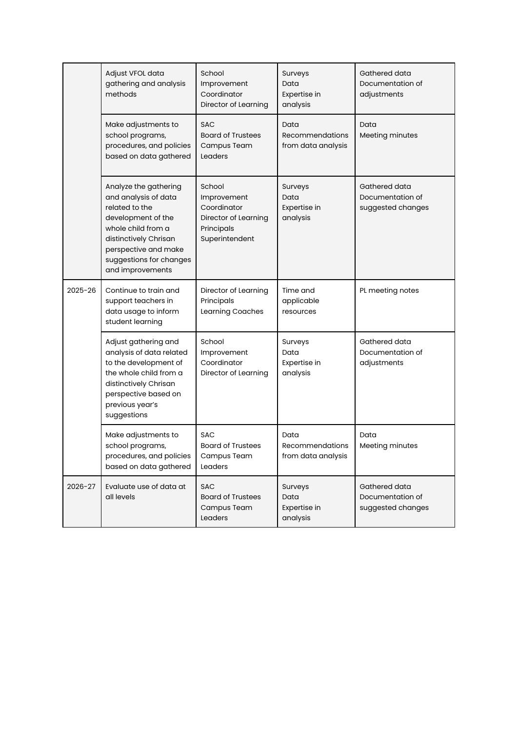| | | | | |
|---|---|---|---|---|
| | Adjust VFOL data gathering and analysis methods | School Improvement Coordinator<br>Director of Learning | Surveys<br>Data<br>Expertise in analysis | Gathered data<br>Documentation of adjustments |
| | Make adjustments to school programs, procedures, and policies based on data gathered | SAC<br>Board of Trustees<br>Campus Team Leaders | Data<br>Recommendations from data analysis | Data<br>Meeting minutes |
| | Analyze the gathering and analysis of data related to the development of the whole child from a distinctively Chrisan perspective and make suggestions for changes and improvements | School Improvement Coordinator<br>Director of Learning<br>Principals<br>Superintendent | Surveys<br>Data<br>Expertise in analysis | Gathered data<br>Documentation of suggested changes |
| 2025-26 | Continue to train and support teachers in data usage to inform student learning | Director of Learning<br>Principals<br>Learning Coaches | Time and applicable resources | PL meeting notes |
| | Adjust gathering and analysis of data related to the development of the whole child from a distinctively Chrisan perspective based on previous year's suggestions | School Improvement Coordinator<br>Director of Learning | Surveys<br>Data<br>Expertise in analysis | Gathered data<br>Documentation of adjustments |
| | Make adjustments to school programs, procedures, and policies based on data gathered | SAC<br>Board of Trustees<br>Campus Team Leaders | Data<br>Recommendations from data analysis | Data<br>Meeting minutes |
| 2026-27 | Evaluate use of data at all levels | SAC<br>Board of Trustees<br>Campus Team Leaders | Surveys<br>Data<br>Expertise in analysis | Gathered data<br>Documentation of suggested changes |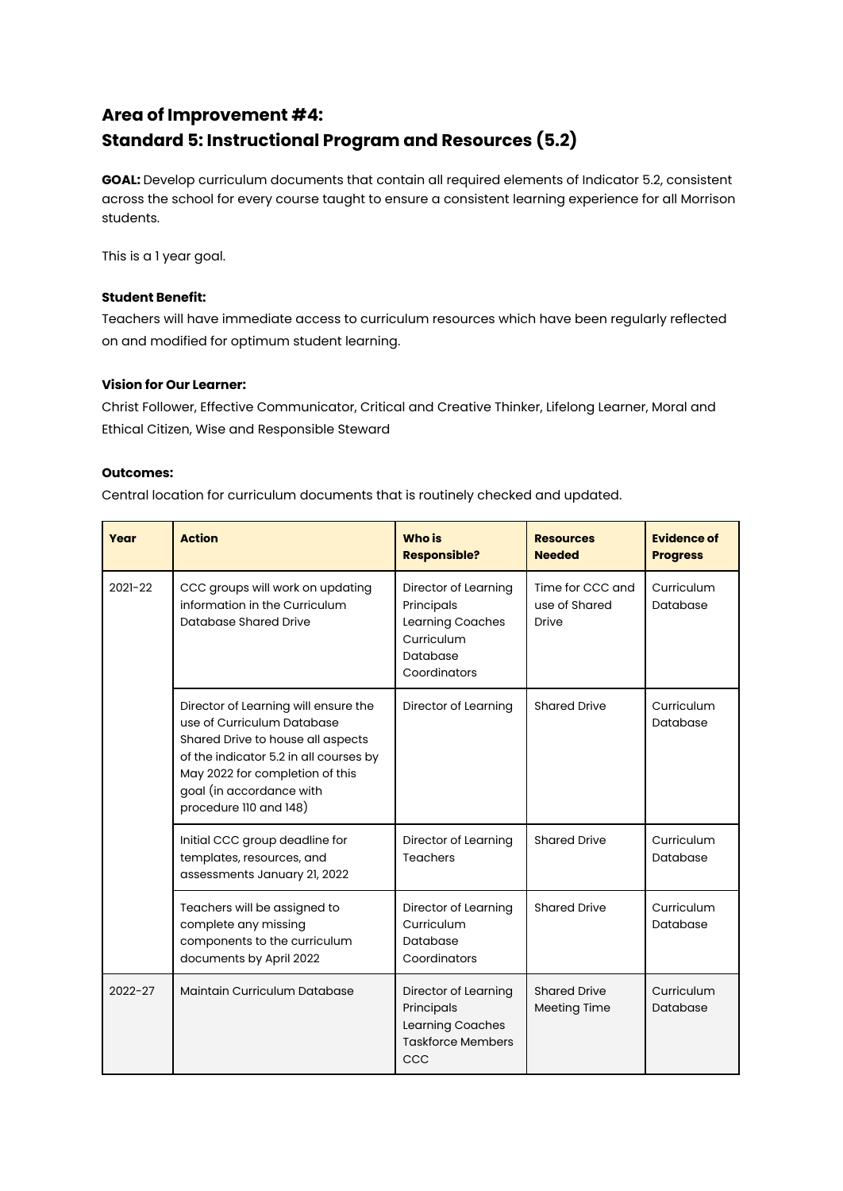## Area of Improvement #4:
## Standard 5: Instructional Program and Resources (5.2)

**GOAL:** Develop curriculum documents that contain all required elements of Indicator 5.2, consistent across the school for every course taught to ensure a consistent learning experience for all Morrison students.

This is a 1 year goal.

**Student Benefit:**

Teachers will have immediate access to curriculum resources which have been regularly reflected on and modified for optimum student learning.

**Vision for Our Learner:**

Christ Follower, Effective Communicator, Critical and Creative Thinker, Lifelong Learner, Moral and Ethical Citizen, Wise and Responsible Steward

**Outcomes:**

Central location for curriculum documents that is routinely checked and updated.

| Year | Action | Who is Responsible? | Resources Needed | Evidence of Progress |
|---|---|---|---|---|
| 2021-22 | CCC groups will work on updating information in the Curriculum Database Shared Drive | Director of Learning<br>Principals<br>Learning Coaches<br>Curriculum Database Coordinators | Time for CCC and use of Shared Drive | Curriculum Database |
| | Director of Learning will ensure the use of Curriculum Database Shared Drive to house all aspects of the indicator 5.2 in all courses by May 2022 for completion of this goal (in accordance with procedure 110 and 148) | Director of Learning | Shared Drive | Curriculum Database |
| | Initial CCC group deadline for templates, resources, and assessments January 21, 2022 | Director of Learning<br>Teachers | Shared Drive | Curriculum Database |
| | Teachers will be assigned to complete any missing components to the curriculum documents by April 2022 | Director of Learning<br>Curriculum Database Coordinators | Shared Drive | Curriculum Database |
| 2022-27 | Maintain Curriculum Database | Director of Learning<br>Principals<br>Learning Coaches<br>Taskforce Members<br>CCC | Shared Drive<br>Meeting Time | Curriculum Database |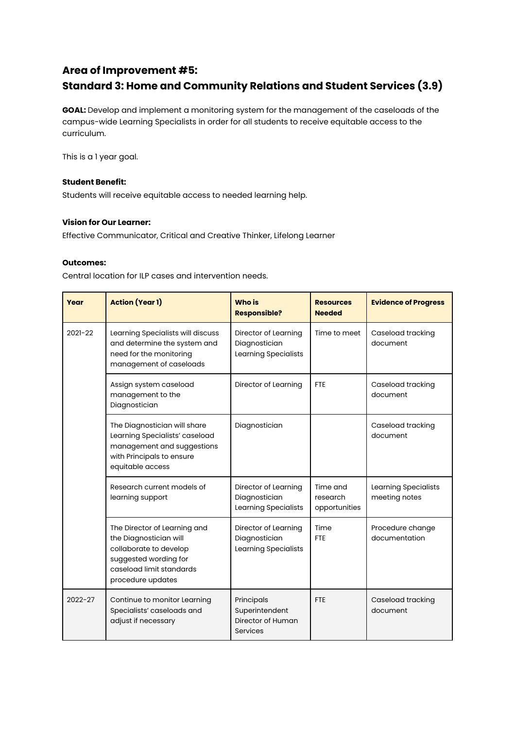## Area of Improvement #5:
## Standard 3: Home and Community Relations and Student Services (3.9)

**GOAL:** Develop and implement a monitoring system for the management of the caseloads of the campus-wide Learning Specialists in order for all students to receive equitable access to the curriculum.

This is a 1 year goal.

**Student Benefit:**
Students will receive equitable access to needed learning help.

**Vision for Our Learner:**
Effective Communicator, Critical and Creative Thinker, Lifelong Learner

**Outcomes:**
Central location for ILP cases and intervention needs.

| Year | Action (Year 1) | Who is Responsible? | Resources Needed | Evidence of Progress |
|---|---|---|---|---|
| 2021-22 | Learning Specialists will discuss and determine the system and need for the monitoring management of caseloads | Director of Learning<br>Diagnostician<br>Learning Specialists | Time to meet | Caseload tracking document |
| | Assign system caseload management to the Diagnostician | Director of Learning | FTE | Caseload tracking document |
| | The Diagnostician will share Learning Specialists' caseload management and suggestions with Principals to ensure equitable access | Diagnostician | | Caseload tracking document |
| | Research current models of learning support | Director of Learning<br>Diagnostician<br>Learning Specialists | Time and research opportunities | Learning Specialists meeting notes |
| | The Director of Learning and the Diagnostician will collaborate to develop suggested wording for caseload limit standards procedure updates | Director of Learning<br>Diagnostician<br>Learning Specialists | Time<br>FTE | Procedure change documentation |
| 2022-27 | Continue to monitor Learning Specialists' caseloads and adjust if necessary | Principals<br>Superintendent<br>Director of Human Services | FTE | Caseload tracking document |